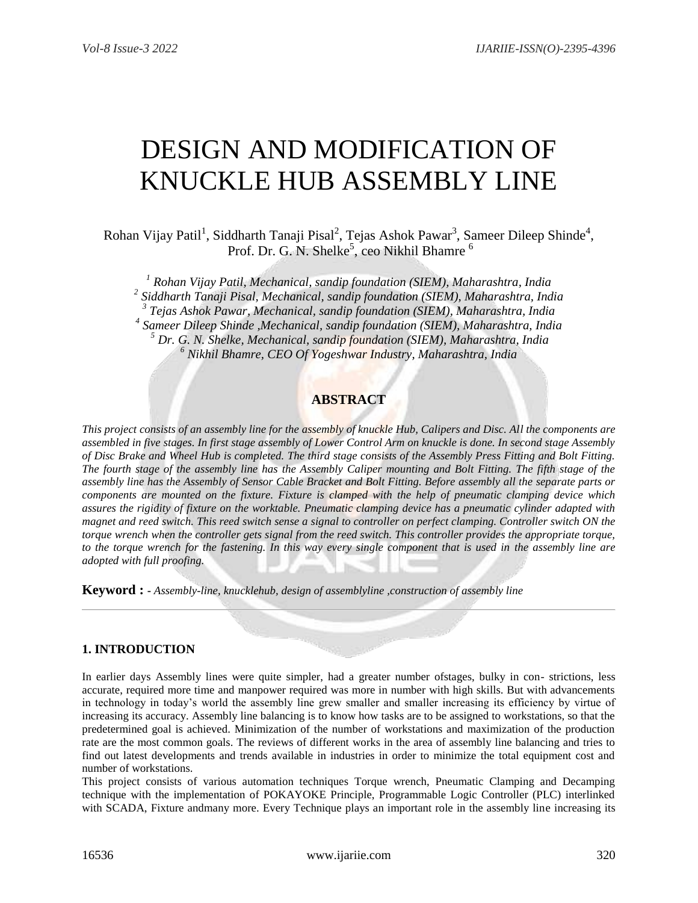# DESIGN AND MODIFICATION OF KNUCKLE HUB ASSEMBLY LINE

Rohan Vijay Patil[1], Siddharth Tanaji Pisal[2], Tejas Ashok Pawar[3], Sameer Dileep Shinde[4], Prof. Dr. G. N. Shelke[5], ceo Nikhil Bhamre [6]

*[1] Rohan Vijay Patil, Mechanical, sandip foundation (SIEM), Maharashtra, India*
*[2] Siddharth Tanaji Pisal, Mechanical, sandip foundation (SIEM), Maharashtra, India*
*[3] Tejas Ashok Pawar, Mechanical, sandip foundation (SIEM), Maharashtra, India*
*[4] Sameer Dileep Shinde ,Mechanical, sandip foundation (SIEM), Maharashtra, India*
*[5] Dr. G. N. Shelke, Mechanical, sandip foundation (SIEM), Maharashtra, India*
*[6] Nikhil Bhamre, CEO Of Yogeshwar Industry, Maharashtra, India*

## ABSTRACT

*This project consists of an assembly line for the assembly of knuckle Hub, Calipers and Disc. All the components are assembled in five stages. In first stage assembly of Lower Control Arm on knuckle is done. In second stage Assembly of Disc Brake and Wheel Hub is completed. The third stage consists of the Assembly Press Fitting and Bolt Fitting. The fourth stage of the assembly line has the Assembly Caliper mounting and Bolt Fitting. The fifth stage of the assembly line has the Assembly of Sensor Cable Bracket and Bolt Fitting. Before assembly all the separate parts or components are mounted on the fixture. Fixture is clamped with the help of pneumatic clamping device which assures the rigidity of fixture on the worktable. Pneumatic clamping device has a pneumatic cylinder adapted with magnet and reed switch. This reed switch sense a signal to controller on perfect clamping. Controller switch ON the torque wrench when the controller gets signal from the reed switch. This controller provides the appropriate torque, to the torque wrench for the fastening. In this way every single component that is used in the assembly line are adopted with full proofing.*

**Keyword :** - *Assembly-line, knucklehub, design of assemblyline ,construction of assembly line*

---

## 1. INTRODUCTION

In earlier days Assembly lines were quite simpler, had a greater number ofstages, bulky in con- strictions, less accurate, required more time and manpower required was more in number with high skills. But with advancements in technology in today's world the assembly line grew smaller and smaller increasing its efficiency by virtue of increasing its accuracy. Assembly line balancing is to know how tasks are to be assigned to workstations, so that the predetermined goal is achieved. Minimization of the number of workstations and maximization of the production rate are the most common goals. The reviews of different works in the area of assembly line balancing and tries to find out latest developments and trends available in industries in order to minimize the total equipment cost and number of workstations.

This project consists of various automation techniques Torque wrench, Pneumatic Clamping and Decamping technique with the implementation of POKAYOKE Principle, Programmable Logic Controller (PLC) interlinked with SCADA, Fixture andmany more. Every Technique plays an important role in the assembly line increasing its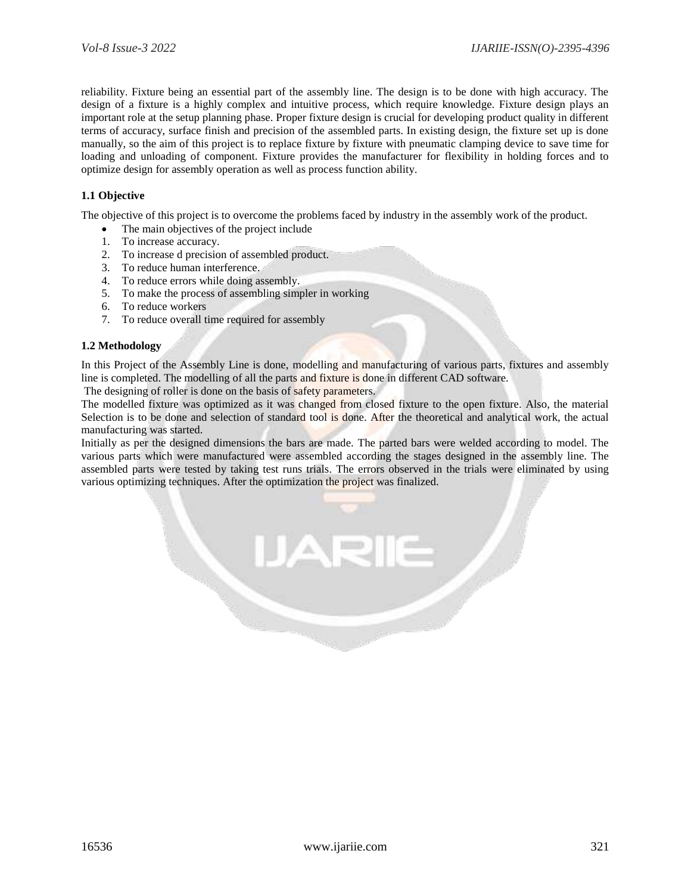reliability. Fixture being an essential part of the assembly line. The design is to be done with high accuracy. The design of a fixture is a highly complex and intuitive process, which require knowledge. Fixture design plays an important role at the setup planning phase. Proper fixture design is crucial for developing product quality in different terms of accuracy, surface finish and precision of the assembled parts. In existing design, the fixture set up is done manually, so the aim of this project is to replace fixture by fixture with pneumatic clamping device to save time for loading and unloading of component. Fixture provides the manufacturer for flexibility in holding forces and to optimize design for assembly operation as well as process function ability.

### 1.1 Objective

The objective of this project is to overcome the problems faced by industry in the assembly work of the product.

- The main objectives of the project include

1. To increase accuracy.
2. To increase d precision of assembled product.
3. To reduce human interference.
4. To reduce errors while doing assembly.
5. To make the process of assembling simpler in working
6. To reduce workers
7. To reduce overall time required for assembly

### 1.2 Methodology

In this Project of the Assembly Line is done, modelling and manufacturing of various parts, fixtures and assembly line is completed. The modelling of all the parts and fixture is done in different CAD software.

The designing of roller is done on the basis of safety parameters.

The modelled fixture was optimized as it was changed from closed fixture to the open fixture. Also, the material Selection is to be done and selection of standard tool is done. After the theoretical and analytical work, the actual manufacturing was started.

Initially as per the designed dimensions the bars are made. The parted bars were welded according to model. The various parts which were manufactured were assembled according the stages designed in the assembly line. The assembled parts were tested by taking test runs trials. The errors observed in the trials were eliminated by using various optimizing techniques. After the optimization the project was finalized.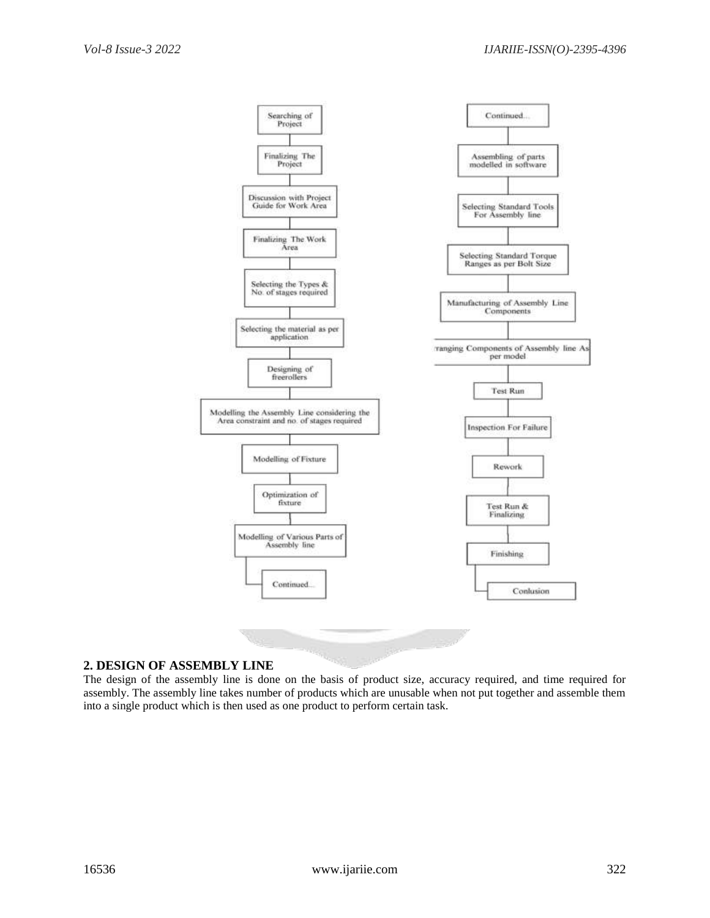Searching of Project → Finalizing The Project → Discussion with Project Guide for Work Area → Finalizing The Work Area → Selecting the Types & No. of stages required → Selecting the material as per application → Designing of freerollers → Modelling the Assembly Line considering the Area constraint and no. of stages required → Modelling of Fixture → Optimization of fixture → Modelling of Various Parts of Assembly line → Continued...

Continued... → Assembling of parts modelled in software → Selecting Standard Tools For Assembly line → Selecting Standard Torque Ranges as per Bolt Size → Manufacturing of Assembly Line Components → Arranging Components of Assembly line As per model → Test Run → Inspection For Failure → Rework → Test Run & Finalizing → Finishing → Conlusion

## 2. DESIGN OF ASSEMBLY LINE

The design of the assembly line is done on the basis of product size, accuracy required, and time required for assembly. The assembly line takes number of products which are unusable when not put together and assemble them into a single product which is then used as one product to perform certain task.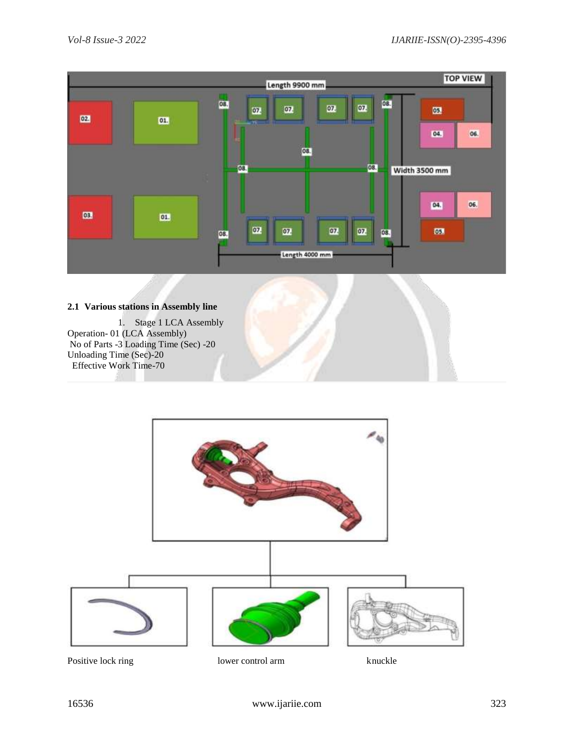## 2.1 Various stations in Assembly line

1. Stage 1 LCA Assembly

Operation- 01 (LCA Assembly)
No of Parts -3 Loading Time (Sec) -20
Unloading Time (Sec)-20
Effective Work Time-70

Positive lock ring    lower control arm    knuckle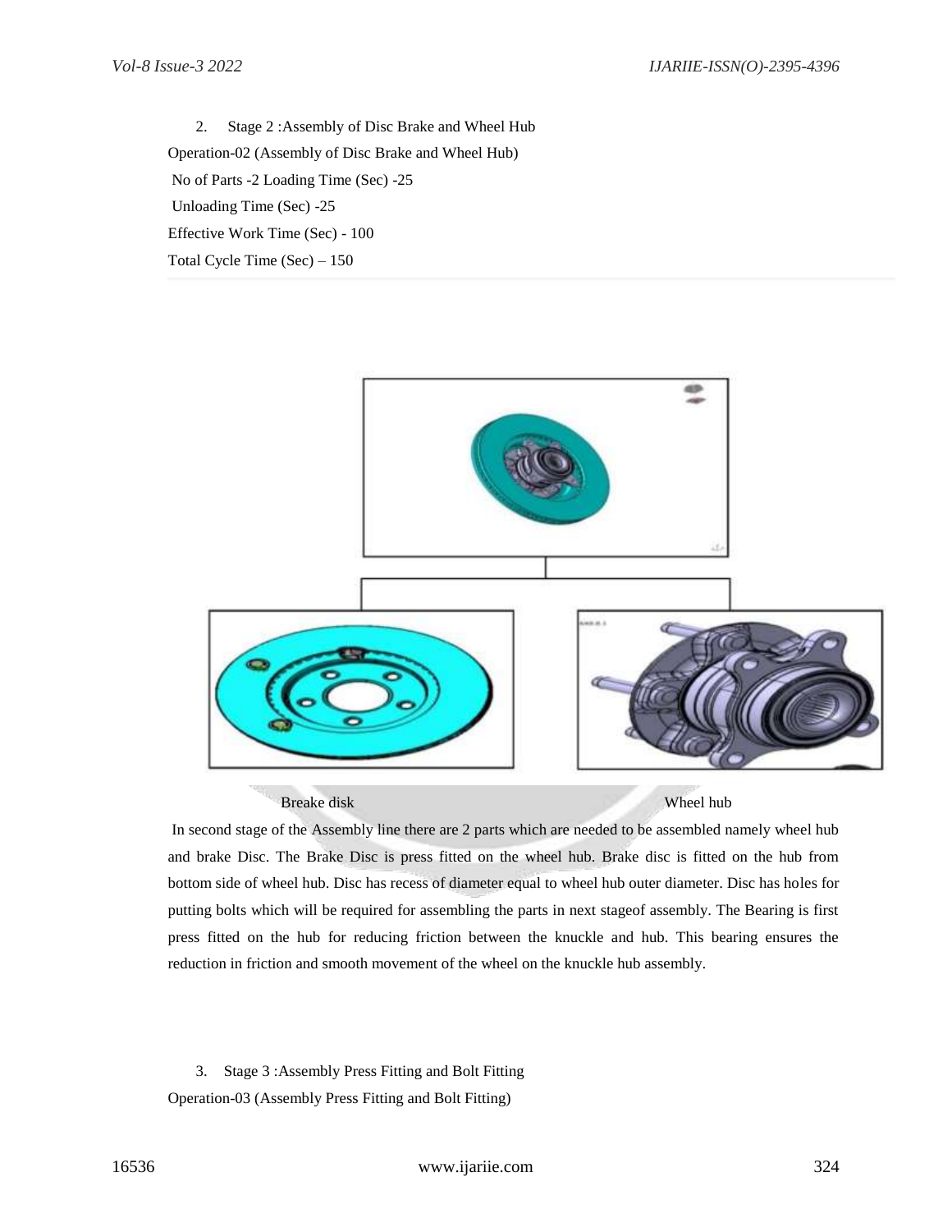2. Stage 2 :Assembly of Disc Brake and Wheel Hub

Operation-02 (Assembly of Disc Brake and Wheel Hub)

No of Parts -2 Loading Time (Sec) -25

Unloading Time (Sec) -25

Effective Work Time (Sec) - 100

Total Cycle Time (Sec) – 150

Breake disk Wheel hub

In second stage of the Assembly line there are 2 parts which are needed to be assembled namely wheel hub and brake Disc. The Brake Disc is press fitted on the wheel hub. Brake disc is fitted on the hub from bottom side of wheel hub. Disc has recess of diameter equal to wheel hub outer diameter. Disc has holes for putting bolts which will be required for assembling the parts in next stageof assembly. The Bearing is first press fitted on the hub for reducing friction between the knuckle and hub. This bearing ensures the reduction in friction and smooth movement of the wheel on the knuckle hub assembly.

3. Stage 3 :Assembly Press Fitting and Bolt Fitting

Operation-03 (Assembly Press Fitting and Bolt Fitting)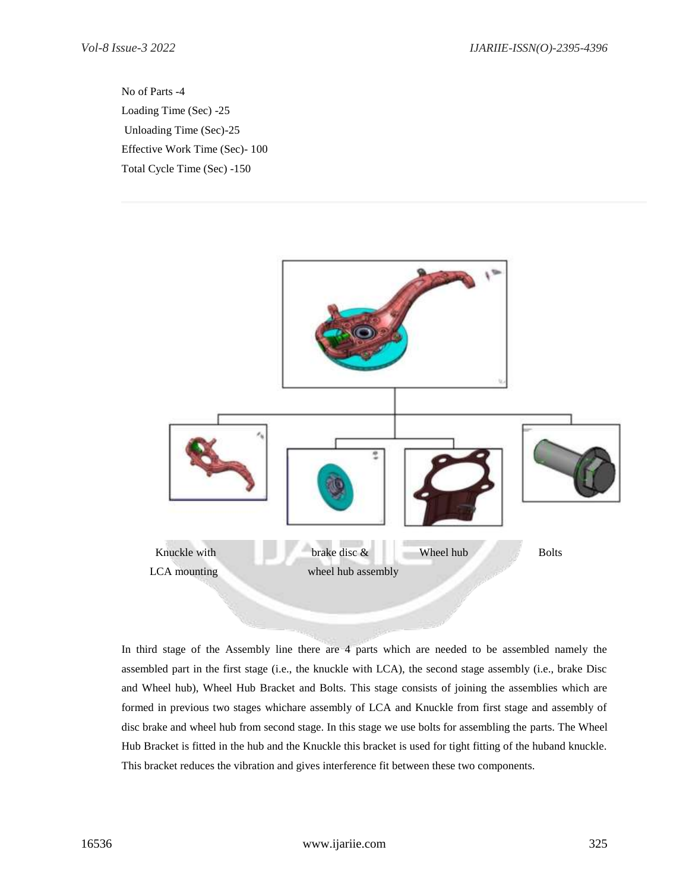No of Parts -4

Loading Time (Sec) -25

Unloading Time (Sec)-25

Effective Work Time (Sec)- 100

Total Cycle Time (Sec) -150

Knuckle with LCA mounting

brake disc & wheel hub assembly

Wheel hub

Bolts

In third stage of the Assembly line there are 4 parts which are needed to be assembled namely the assembled part in the first stage (i.e., the knuckle with LCA), the second stage assembly (i.e., brake Disc and Wheel hub), Wheel Hub Bracket and Bolts. This stage consists of joining the assemblies which are formed in previous two stages whichare assembly of LCA and Knuckle from first stage and assembly of disc brake and wheel hub from second stage. In this stage we use bolts for assembling the parts. The Wheel Hub Bracket is fitted in the hub and the Knuckle this bracket is used for tight fitting of the huband knuckle. This bracket reduces the vibration and gives interference fit between these two components.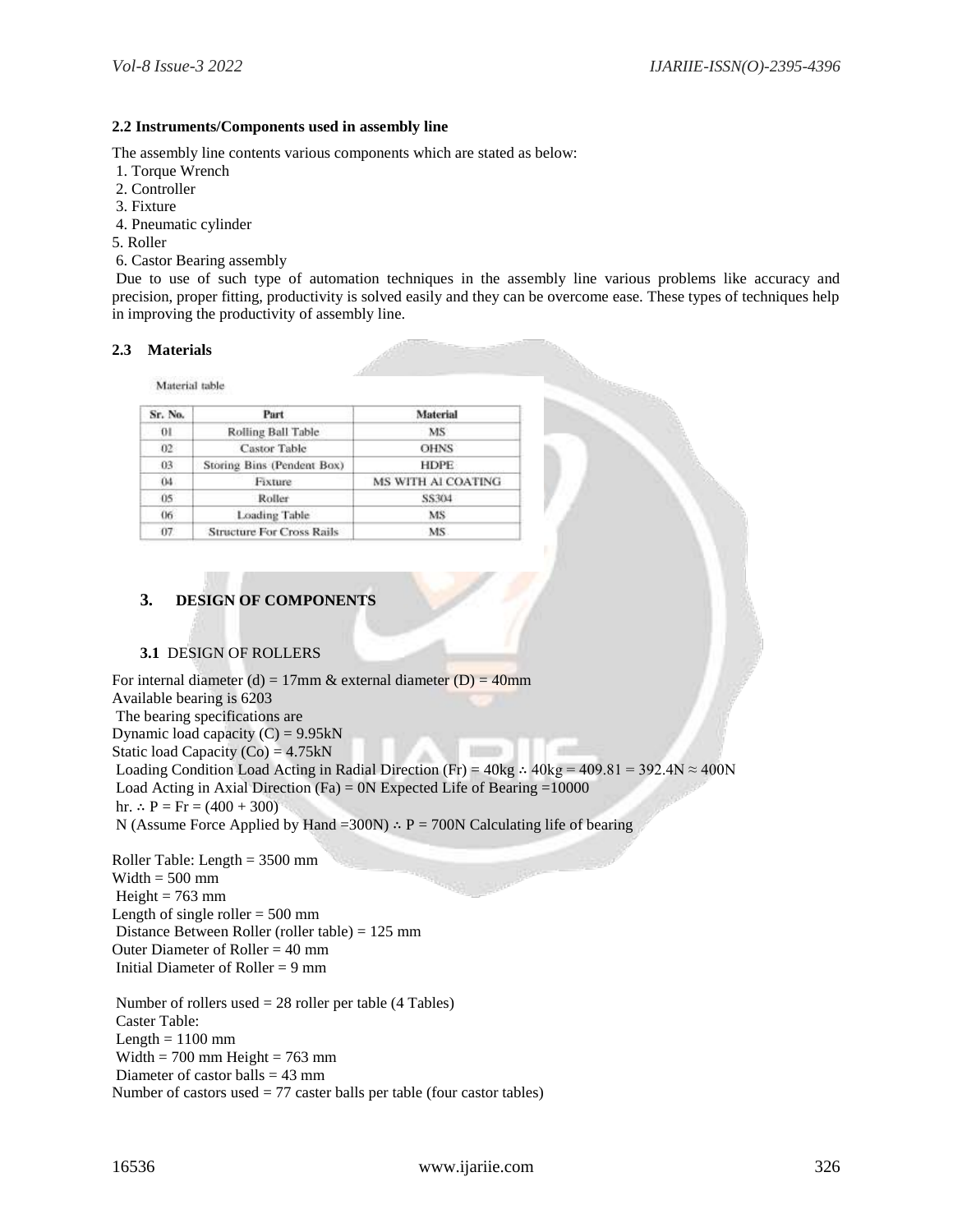### 2.2 Instruments/Components used in assembly line

The assembly line contents various components which are stated as below:

1. Torque Wrench
2. Controller
3. Fixture
4. Pneumatic cylinder
5. Roller
6. Castor Bearing assembly

Due to use of such type of automation techniques in the assembly line various problems like accuracy and precision, proper fitting, productivity is solved easily and they can be overcome ease. These types of techniques help in improving the productivity of assembly line.

### 2.3 Materials

Material table

| Sr. No. | Part | Material |
|---|---|---|
| 01 | Rolling Ball Table | MS |
| 02 | Castor Table | OHNS |
| 03 | Storing Bins (Pendent Box) | HDPE |
| 04 | Fixture | MS WITH Al COATING |
| 05 | Roller | SS304 |
| 06 | Loading Table | MS |
| 07 | Structure For Cross Rails | MS |

## 3. DESIGN OF COMPONENTS

### 3.1 DESIGN OF ROLLERS

For internal diameter (d) = 17mm & external diameter (D) = 40mm
Available bearing is 6203
The bearing specifications are
Dynamic load capacity (C) = 9.95kN
Static load Capacity (Co) = 4.75kN
Loading Condition Load Acting in Radial Direction (Fr) = 40kg ∴ 40kg = 409.81 = 392.4N ≈ 400N
Load Acting in Axial Direction (Fa) = 0N Expected Life of Bearing =10000
hr. ∴ P = Fr = (400 + 300)
N (Assume Force Applied by Hand =300N) ∴ P = 700N Calculating life of bearing

Roller Table: Length = 3500 mm
Width = 500 mm
Height = 763 mm
Length of single roller = 500 mm
Distance Between Roller (roller table) = 125 mm
Outer Diameter of Roller = 40 mm
Initial Diameter of Roller = 9 mm

Number of rollers used = 28 roller per table (4 Tables)
Caster Table:
Length = 1100 mm
Width = 700 mm Height = 763 mm
Diameter of castor balls = 43 mm
Number of castors used = 77 caster balls per table (four castor tables)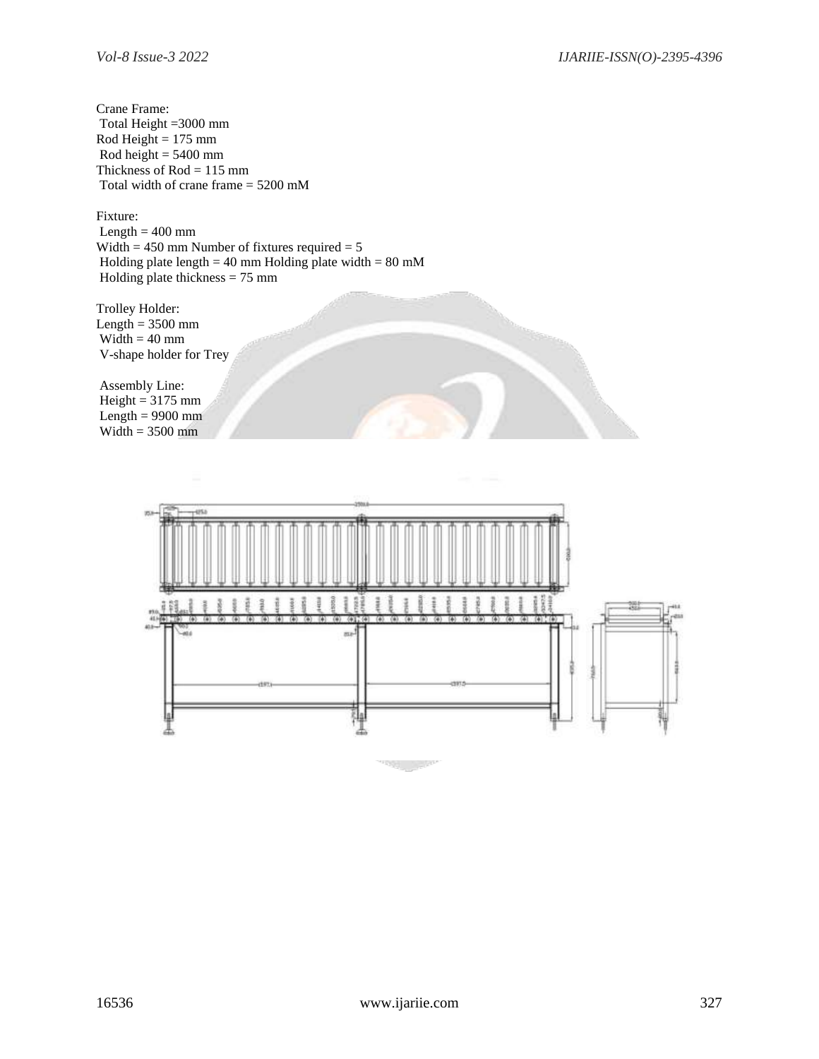Crane Frame:

Total Height =3000 mm
Rod Height = 175 mm
Rod height = 5400 mm
Thickness of Rod = 115 mm
Total width of crane frame = 5200 mM

Fixture:

Length = 400 mm
Width = 450 mm Number of fixtures required = 5
Holding plate length = 40 mm Holding plate width = 80 mM
Holding plate thickness = 75 mm

Trolley Holder:

Length = 3500 mm
Width = 40 mm
V-shape holder for Trey

Assembly Line:

Height = 3175 mm
Length = 9900 mm
Width = 3500 mm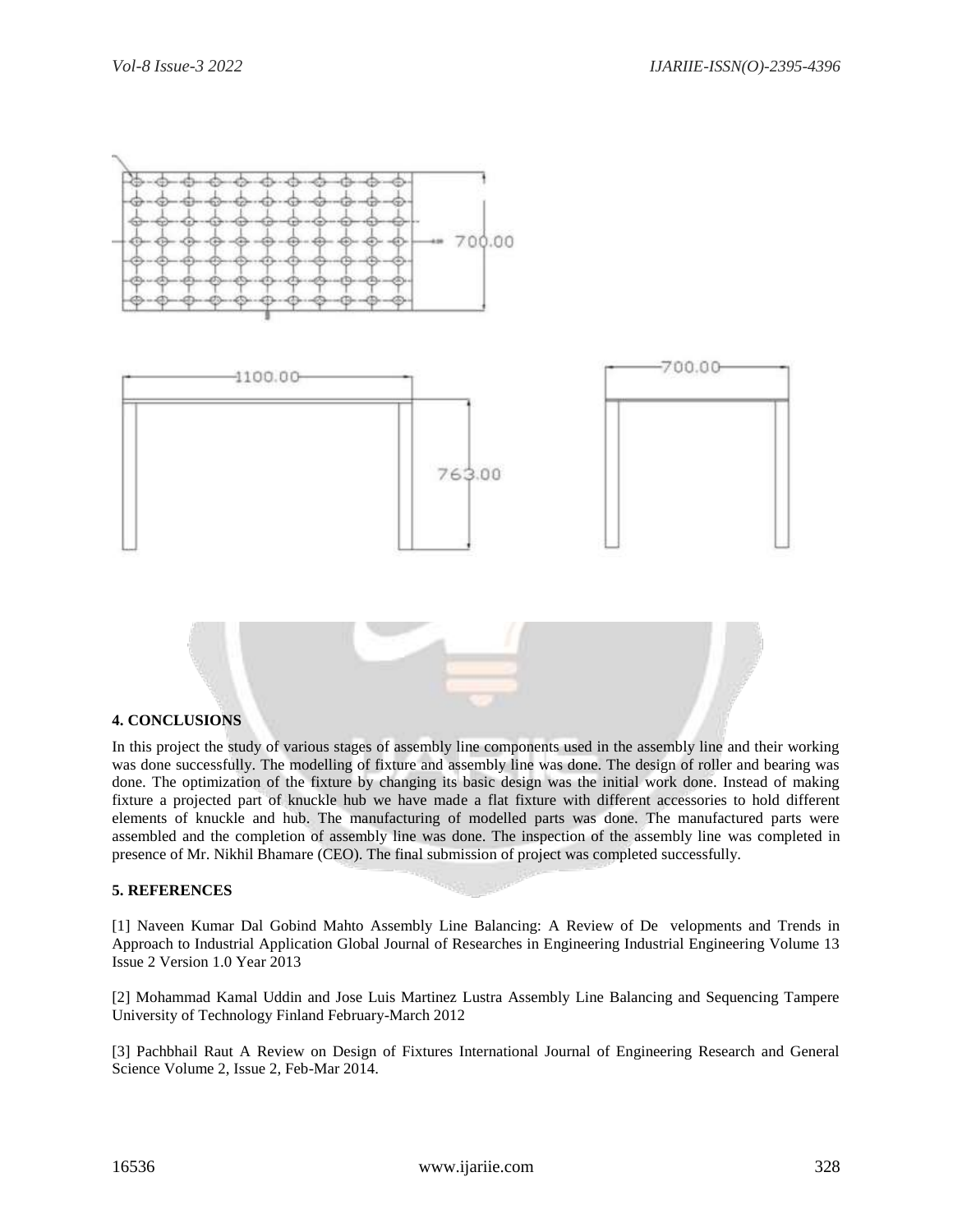## 4. CONCLUSIONS

In this project the study of various stages of assembly line components used in the assembly line and their working was done successfully. The modelling of fixture and assembly line was done. The design of roller and bearing was done. The optimization of the fixture by changing its basic design was the initial work done. Instead of making fixture a projected part of knuckle hub we have made a flat fixture with different accessories to hold different elements of knuckle and hub. The manufacturing of modelled parts was done. The manufactured parts were assembled and the completion of assembly line was done. The inspection of the assembly line was completed in presence of Mr. Nikhil Bhamare (CEO). The final submission of project was completed successfully.

## 5. REFERENCES

[1] Naveen Kumar Dal Gobind Mahto Assembly Line Balancing: A Review of De velopments and Trends in Approach to Industrial Application Global Journal of Researches in Engineering Industrial Engineering Volume 13 Issue 2 Version 1.0 Year 2013

[2] Mohammad Kamal Uddin and Jose Luis Martinez Lustra Assembly Line Balancing and Sequencing Tampere University of Technology Finland February-March 2012

[3] Pachbhail Raut A Review on Design of Fixtures International Journal of Engineering Research and General Science Volume 2, Issue 2, Feb-Mar 2014.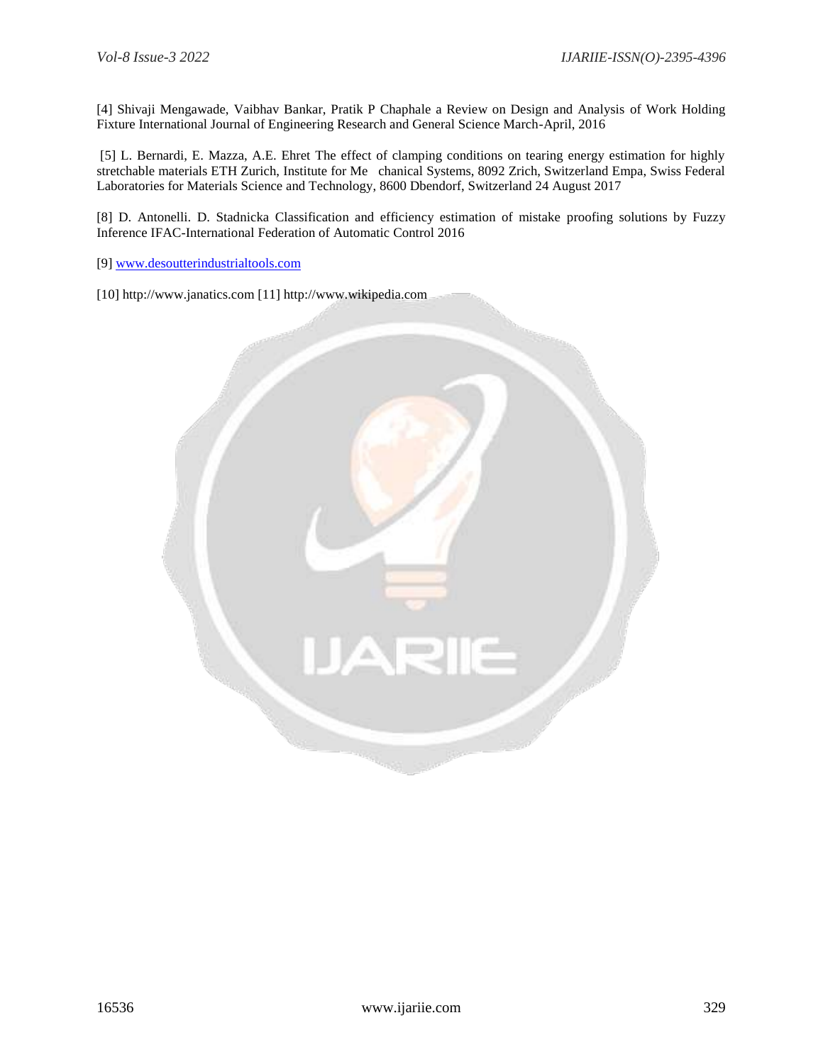[4] Shivaji Mengawade, Vaibhav Bankar, Pratik P Chaphale a Review on Design and Analysis of Work Holding Fixture International Journal of Engineering Research and General Science March-April, 2016

[5] L. Bernardi, E. Mazza, A.E. Ehret The effect of clamping conditions on tearing energy estimation for highly stretchable materials ETH Zurich, Institute for Me chanical Systems, 8092 Zrich, Switzerland Empa, Swiss Federal Laboratories for Materials Science and Technology, 8600 Dbendorf, Switzerland 24 August 2017

[8] D. Antonelli. D. Stadnicka Classification and efficiency estimation of mistake proofing solutions by Fuzzy Inference IFAC-International Federation of Automatic Control 2016

[9] www.desoutterindustrialtools.com

[10] http://www.janatics.com [11] http://www.wikipedia.com